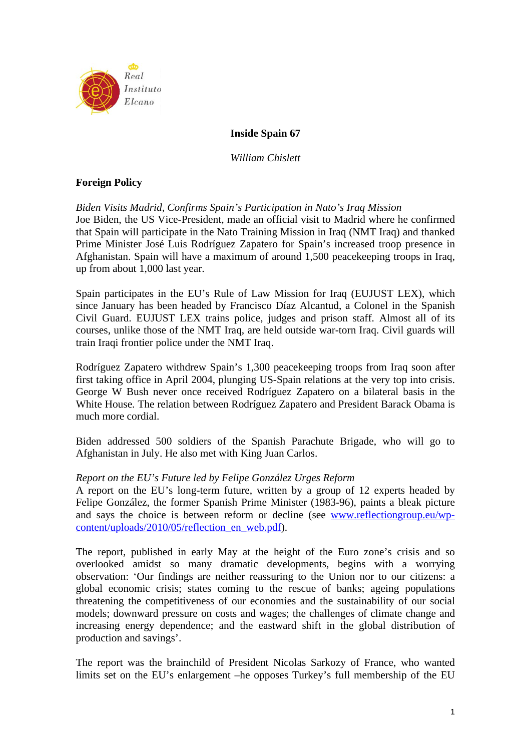Real Instituto Elcano

# Inside Spain 67

*William Chislett*

## Foreign Policy

*Biden Visits Madrid, Confirms Spain's Participation in Nato's Iraq Mission*

Joe Biden, the US Vice-President, made an official visit to Madrid where he confirmed that Spain will participate in the Nato Training Mission in Iraq (NMT Iraq) and thanked Prime Minister José Luis Rodríguez Zapatero for Spain's increased troop presence in Afghanistan. Spain will have a maximum of around 1,500 peacekeeping troops in Iraq, up from about 1,000 last year.

Spain participates in the EU's Rule of Law Mission for Iraq (EUJUST LEX), which since January has been headed by Francisco Díaz Alcantud, a Colonel in the Spanish Civil Guard. EUJUST LEX trains police, judges and prison staff. Almost all of its courses, unlike those of the NMT Iraq, are held outside war-torn Iraq. Civil guards will train Iraqi frontier police under the NMT Iraq.

Rodríguez Zapatero withdrew Spain's 1,300 peacekeeping troops from Iraq soon after first taking office in April 2004, plunging US-Spain relations at the very top into crisis. George W Bush never once received Rodríguez Zapatero on a bilateral basis in the White House. The relation between Rodríguez Zapatero and President Barack Obama is much more cordial.

Biden addressed 500 soldiers of the Spanish Parachute Brigade, who will go to Afghanistan in July. He also met with King Juan Carlos.

*Report on the EU's Future led by Felipe González Urges Reform*

A report on the EU's long-term future, written by a group of 12 experts headed by Felipe González, the former Spanish Prime Minister (1983-96), paints a bleak picture and says the choice is between reform or decline (see www.reflectiongroup.eu/wp-content/uploads/2010/05/reflection_en_web.pdf).

The report, published in early May at the height of the Euro zone's crisis and so overlooked amidst so many dramatic developments, begins with a worrying observation: 'Our findings are neither reassuring to the Union nor to our citizens: a global economic crisis; states coming to the rescue of banks; ageing populations threatening the competitiveness of our economies and the sustainability of our social models; downward pressure on costs and wages; the challenges of climate change and increasing energy dependence; and the eastward shift in the global distribution of production and savings'.

The report was the brainchild of President Nicolas Sarkozy of France, who wanted limits set on the EU's enlargement –he opposes Turkey's full membership of the EU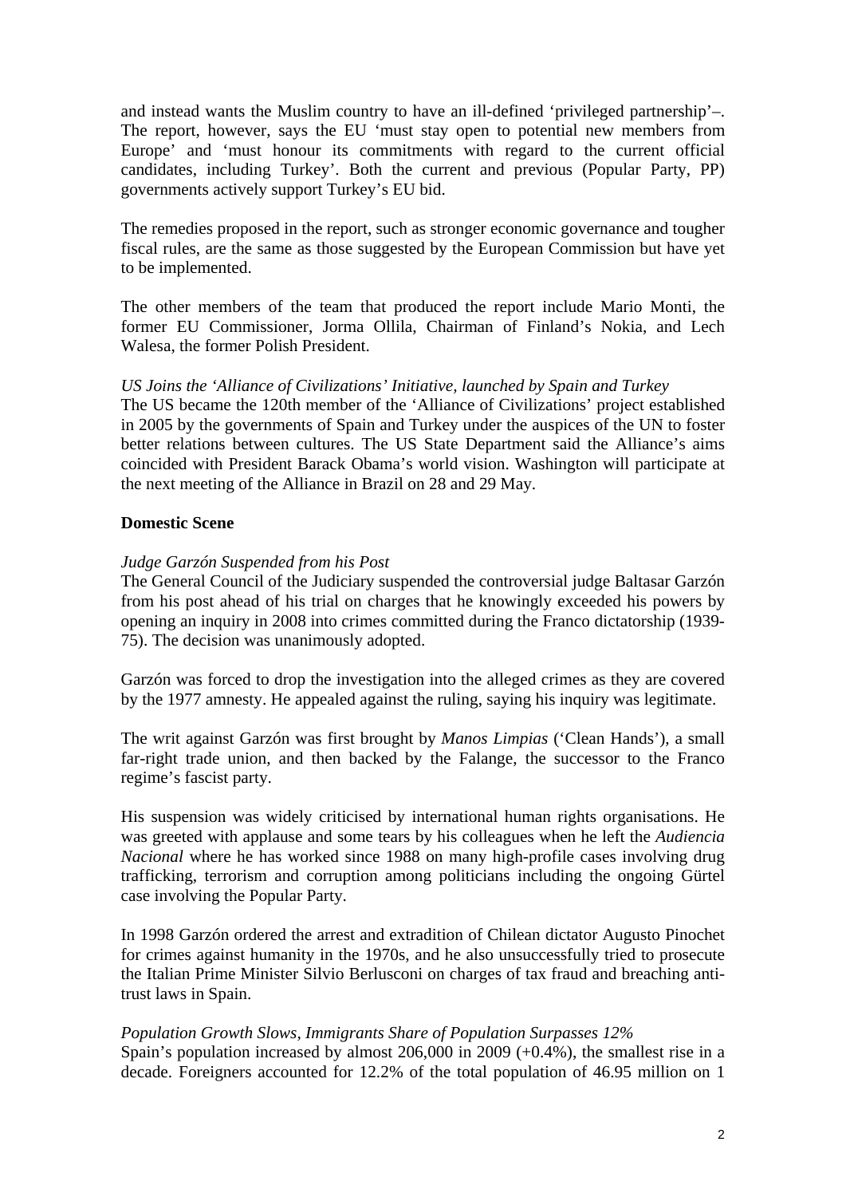and instead wants the Muslim country to have an ill-defined 'privileged partnership'–. The report, however, says the EU 'must stay open to potential new members from Europe' and 'must honour its commitments with regard to the current official candidates, including Turkey'. Both the current and previous (Popular Party, PP) governments actively support Turkey's EU bid.

The remedies proposed in the report, such as stronger economic governance and tougher fiscal rules, are the same as those suggested by the European Commission but have yet to be implemented.

The other members of the team that produced the report include Mario Monti, the former EU Commissioner, Jorma Ollila, Chairman of Finland's Nokia, and Lech Walesa, the former Polish President.

*US Joins the 'Alliance of Civilizations' Initiative, launched by Spain and Turkey*
The US became the 120th member of the 'Alliance of Civilizations' project established in 2005 by the governments of Spain and Turkey under the auspices of the UN to foster better relations between cultures. The US State Department said the Alliance's aims coincided with President Barack Obama's world vision. Washington will participate at the next meeting of the Alliance in Brazil on 28 and 29 May.

**Domestic Scene**

*Judge Garzón Suspended from his Post*
The General Council of the Judiciary suspended the controversial judge Baltasar Garzón from his post ahead of his trial on charges that he knowingly exceeded his powers by opening an inquiry in 2008 into crimes committed during the Franco dictatorship (1939-75). The decision was unanimously adopted.

Garzón was forced to drop the investigation into the alleged crimes as they are covered by the 1977 amnesty. He appealed against the ruling, saying his inquiry was legitimate.

The writ against Garzón was first brought by *Manos Limpias* ('Clean Hands'), a small far-right trade union, and then backed by the Falange, the successor to the Franco regime's fascist party.

His suspension was widely criticised by international human rights organisations. He was greeted with applause and some tears by his colleagues when he left the *Audiencia Nacional* where he has worked since 1988 on many high-profile cases involving drug trafficking, terrorism and corruption among politicians including the ongoing Gürtel case involving the Popular Party.

In 1998 Garzón ordered the arrest and extradition of Chilean dictator Augusto Pinochet for crimes against humanity in the 1970s, and he also unsuccessfully tried to prosecute the Italian Prime Minister Silvio Berlusconi on charges of tax fraud and breaching anti-trust laws in Spain.

*Population Growth Slows, Immigrants Share of Population Surpasses 12%*
Spain's population increased by almost 206,000 in 2009 (+0.4%), the smallest rise in a decade. Foreigners accounted for 12.2% of the total population of 46.95 million on 1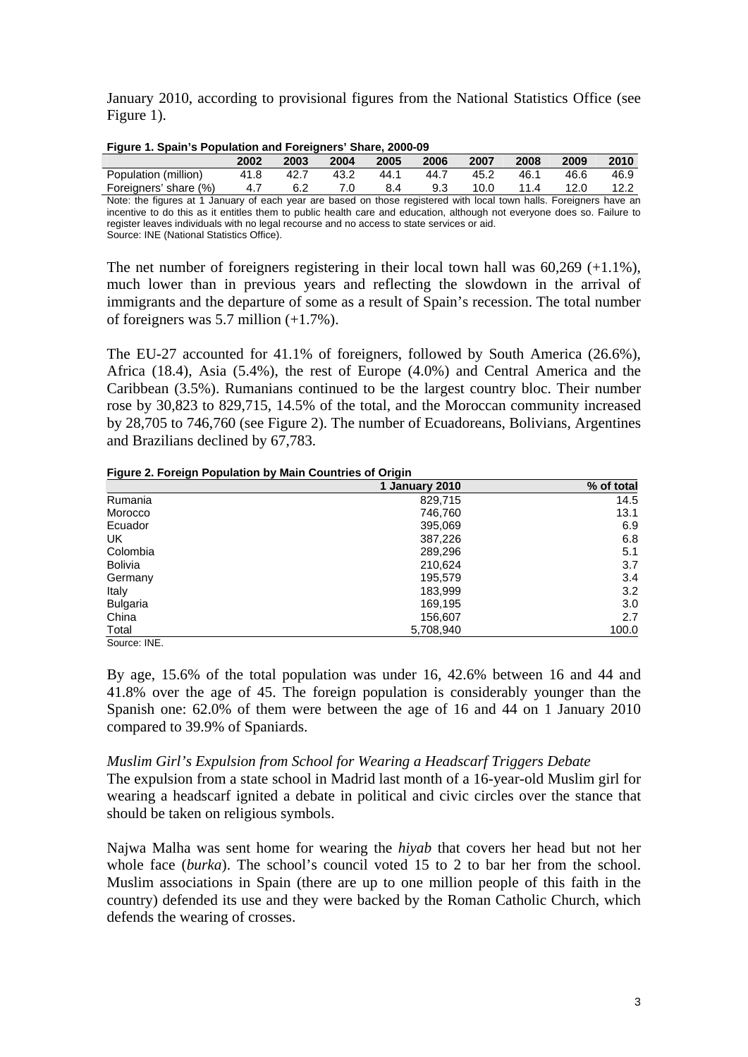January 2010, according to provisional figures from the National Statistics Office (see Figure 1).

**Figure 1. Spain's Population and Foreigners' Share, 2000-09**

| | 2002 | 2003 | 2004 | 2005 | 2006 | 2007 | 2008 | 2009 | 2010 |
|---|---|---|---|---|---|---|---|---|---|
| Population (million) | 41.8 | 42.7 | 43.2 | 44.1 | 44.7 | 45.2 | 46.1 | 46.6 | 46.9 |
| Foreigners' share (%) | 4.7 | 6.2 | 7.0 | 8.4 | 9.3 | 10.0 | 11.4 | 12.0 | 12.2 |

Note: the figures at 1 January of each year are based on those registered with local town halls. Foreigners have an incentive to do this as it entitles them to public health care and education, although not everyone does so. Failure to register leaves individuals with no legal recourse and no access to state services or aid.
Source: INE (National Statistics Office).

The net number of foreigners registering in their local town hall was 60,269 (+1.1%), much lower than in previous years and reflecting the slowdown in the arrival of immigrants and the departure of some as a result of Spain's recession. The total number of foreigners was 5.7 million (+1.7%).

The EU-27 accounted for 41.1% of foreigners, followed by South America (26.6%), Africa (18.4), Asia (5.4%), the rest of Europe (4.0%) and Central America and the Caribbean (3.5%). Rumanians continued to be the largest country bloc. Their number rose by 30,823 to 829,715, 14.5% of the total, and the Moroccan community increased by 28,705 to 746,760 (see Figure 2). The number of Ecuadoreans, Bolivians, Argentines and Brazilians declined by 67,783.

**Figure 2. Foreign Population by Main Countries of Origin**

| | 1 January 2010 | % of total |
|---|---|---|
| Rumania | 829,715 | 14.5 |
| Morocco | 746,760 | 13.1 |
| Ecuador | 395,069 | 6.9 |
| UK | 387,226 | 6.8 |
| Colombia | 289,296 | 5.1 |
| Bolivia | 210,624 | 3.7 |
| Germany | 195,579 | 3.4 |
| Italy | 183,999 | 3.2 |
| Bulgaria | 169,195 | 3.0 |
| China | 156,607 | 2.7 |
| Total | 5,708,940 | 100.0 |

Source: INE.

By age, 15.6% of the total population was under 16, 42.6% between 16 and 44 and 41.8% over the age of 45. The foreign population is considerably younger than the Spanish one: 62.0% of them were between the age of 16 and 44 on 1 January 2010 compared to 39.9% of Spaniards.

*Muslim Girl's Expulsion from School for Wearing a Headscarf Triggers Debate*

The expulsion from a state school in Madrid last month of a 16-year-old Muslim girl for wearing a headscarf ignited a debate in political and civic circles over the stance that should be taken on religious symbols.

Najwa Malha was sent home for wearing the *hiyab* that covers her head but not her whole face (*burka*). The school's council voted 15 to 2 to bar her from the school. Muslim associations in Spain (there are up to one million people of this faith in the country) defended its use and they were backed by the Roman Catholic Church, which defends the wearing of crosses.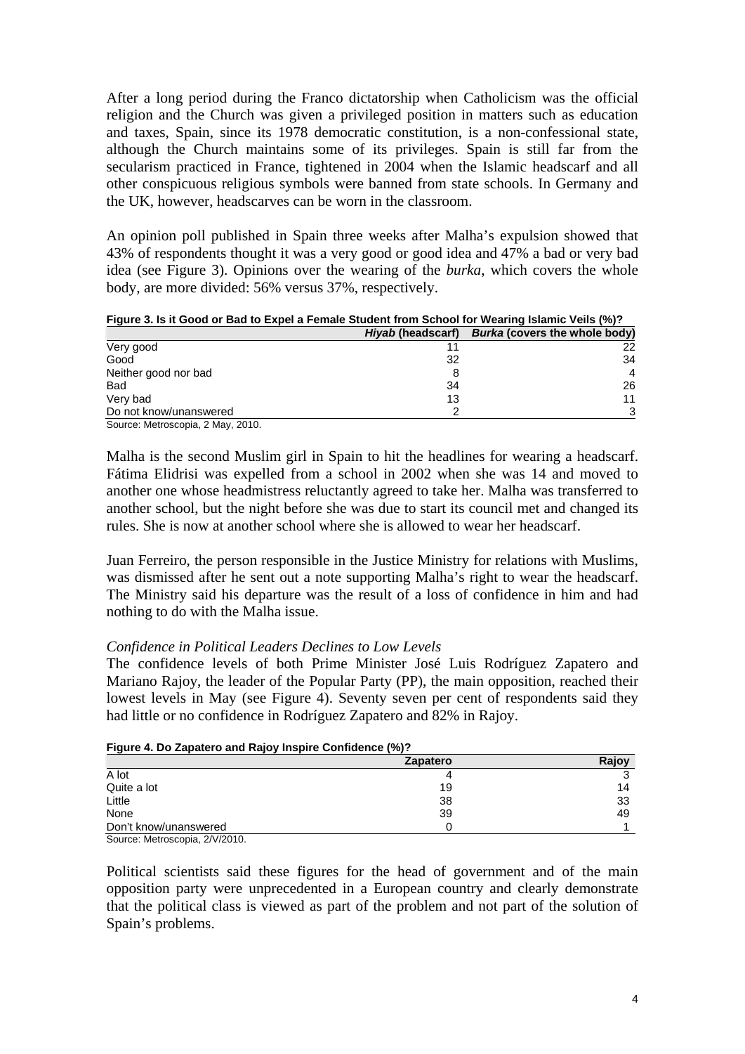After a long period during the Franco dictatorship when Catholicism was the official religion and the Church was given a privileged position in matters such as education and taxes, Spain, since its 1978 democratic constitution, is a non-confessional state, although the Church maintains some of its privileges. Spain is still far from the secularism practiced in France, tightened in 2004 when the Islamic headscarf and all other conspicuous religious symbols were banned from state schools. In Germany and the UK, however, headscarves can be worn in the classroom.

An opinion poll published in Spain three weeks after Malha's expulsion showed that 43% of respondents thought it was a very good or good idea and 47% a bad or very bad idea (see Figure 3). Opinions over the wearing of the *burka*, which covers the whole body, are more divided: 56% versus 37%, respectively.

**Figure 3. Is it Good or Bad to Expel a Female Student from School for Wearing Islamic Veils (%)?**

| | ***Hiyab* (headscarf)** | ***Burka* (covers the whole body)** |
|---|---|---|
| Very good | 11 | 22 |
| Good | 32 | 34 |
| Neither good nor bad | 8 | 4 |
| Bad | 34 | 26 |
| Very bad | 13 | 11 |
| Do not know/unanswered | 2 | 3 |

Source: Metroscopia, 2 May, 2010.

Malha is the second Muslim girl in Spain to hit the headlines for wearing a headscarf. Fátima Elidrisi was expelled from a school in 2002 when she was 14 and moved to another one whose headmistress reluctantly agreed to take her. Malha was transferred to another school, but the night before she was due to start its council met and changed its rules. She is now at another school where she is allowed to wear her headscarf.

Juan Ferreiro, the person responsible in the Justice Ministry for relations with Muslims, was dismissed after he sent out a note supporting Malha's right to wear the headscarf. The Ministry said his departure was the result of a loss of confidence in him and had nothing to do with the Malha issue.

*Confidence in Political Leaders Declines to Low Levels*

The confidence levels of both Prime Minister José Luis Rodríguez Zapatero and Mariano Rajoy, the leader of the Popular Party (PP), the main opposition, reached their lowest levels in May (see Figure 4). Seventy seven per cent of respondents said they had little or no confidence in Rodríguez Zapatero and 82% in Rajoy.

**Figure 4. Do Zapatero and Rajoy Inspire Confidence (%)?**

| | **Zapatero** | **Rajoy** |
|---|---|---|
| A lot | 4 | 3 |
| Quite a lot | 19 | 14 |
| Little | 38 | 33 |
| None | 39 | 49 |
| Don't know/unanswered | 0 | 1 |

Source: Metroscopia, 2/V/2010.

Political scientists said these figures for the head of government and of the main opposition party were unprecedented in a European country and clearly demonstrate that the political class is viewed as part of the problem and not part of the solution of Spain's problems.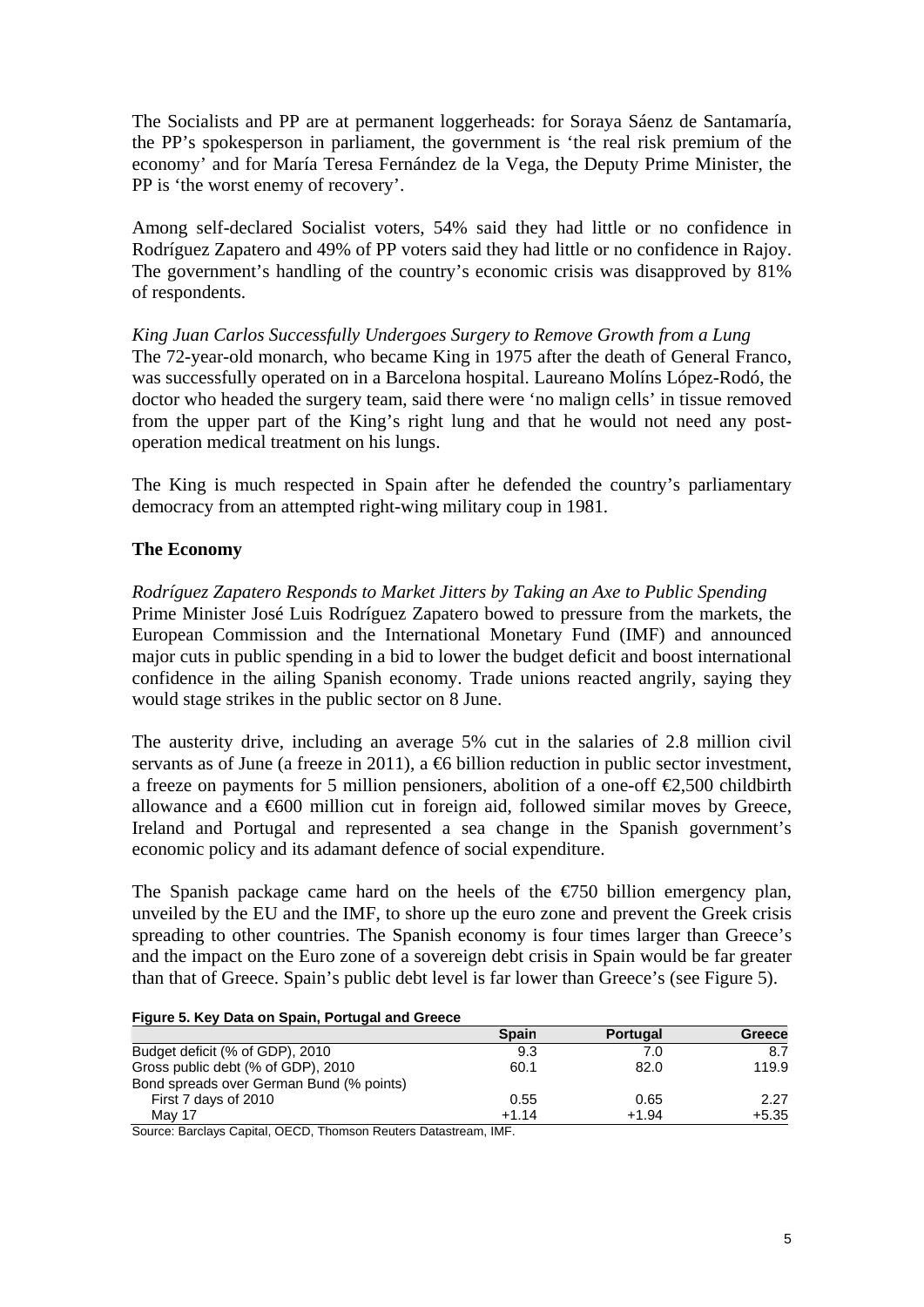The Socialists and PP are at permanent loggerheads: for Soraya Sáenz de Santamaría, the PP's spokesperson in parliament, the government is 'the real risk premium of the economy' and for María Teresa Fernández de la Vega, the Deputy Prime Minister, the PP is 'the worst enemy of recovery'.

Among self-declared Socialist voters, 54% said they had little or no confidence in Rodríguez Zapatero and 49% of PP voters said they had little or no confidence in Rajoy. The government's handling of the country's economic crisis was disapproved by 81% of respondents.

*King Juan Carlos Successfully Undergoes Surgery to Remove Growth from a Lung*
The 72-year-old monarch, who became King in 1975 after the death of General Franco, was successfully operated on in a Barcelona hospital. Laureano Molíns López-Rodó, the doctor who headed the surgery team, said there were 'no malign cells' in tissue removed from the upper part of the King's right lung and that he would not need any post-operation medical treatment on his lungs.

The King is much respected in Spain after he defended the country's parliamentary democracy from an attempted right-wing military coup in 1981.

## The Economy

*Rodríguez Zapatero Responds to Market Jitters by Taking an Axe to Public Spending*
Prime Minister José Luis Rodríguez Zapatero bowed to pressure from the markets, the European Commission and the International Monetary Fund (IMF) and announced major cuts in public spending in a bid to lower the budget deficit and boost international confidence in the ailing Spanish economy. Trade unions reacted angrily, saying they would stage strikes in the public sector on 8 June.

The austerity drive, including an average 5% cut in the salaries of 2.8 million civil servants as of June (a freeze in 2011), a €6 billion reduction in public sector investment, a freeze on payments for 5 million pensioners, abolition of a one-off €2,500 childbirth allowance and a €600 million cut in foreign aid, followed similar moves by Greece, Ireland and Portugal and represented a sea change in the Spanish government's economic policy and its adamant defence of social expenditure.

The Spanish package came hard on the heels of the €750 billion emergency plan, unveiled by the EU and the IMF, to shore up the euro zone and prevent the Greek crisis spreading to other countries. The Spanish economy is four times larger than Greece's and the impact on the Euro zone of a sovereign debt crisis in Spain would be far greater than that of Greece. Spain's public debt level is far lower than Greece's (see Figure 5).

**Figure 5. Key Data on Spain, Portugal and Greece**

| | Spain | Portugal | Greece |
|---|---|---|---|
| Budget deficit (% of GDP), 2010 | 9.3 | 7.0 | 8.7 |
| Gross public debt (% of GDP), 2010 | 60.1 | 82.0 | 119.9 |
| Bond spreads over German Bund (% points) | | | |
| First 7 days of 2010 | 0.55 | 0.65 | 2.27 |
| May 17 | +1.14 | +1.94 | +5.35 |

Source: Barclays Capital, OECD, Thomson Reuters Datastream, IMF.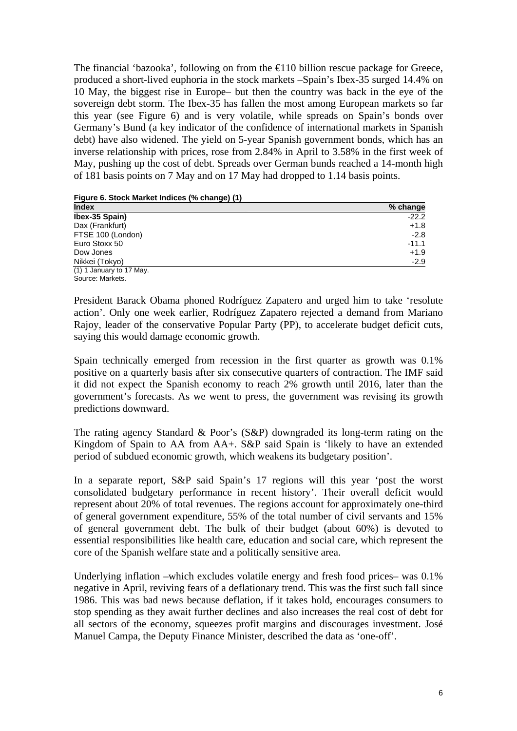The financial 'bazooka', following on from the €110 billion rescue package for Greece, produced a short-lived euphoria in the stock markets –Spain's Ibex-35 surged 14.4% on 10 May, the biggest rise in Europe– but then the country was back in the eye of the sovereign debt storm. The Ibex-35 has fallen the most among European markets so far this year (see Figure 6) and is very volatile, while spreads on Spain's bonds over Germany's Bund (a key indicator of the confidence of international markets in Spanish debt) have also widened. The yield on 5-year Spanish government bonds, which has an inverse relationship with prices, rose from 2.84% in April to 3.58% in the first week of May, pushing up the cost of debt. Spreads over German bunds reached a 14-month high of 181 basis points on 7 May and on 17 May had dropped to 1.14 basis points.

**Figure 6. Stock Market Indices (% change) (1)**

| Index | % change |
|---|---|
| **Ibex-35 Spain)** | -22.2 |
| Dax (Frankfurt) | +1.8 |
| FTSE 100 (London) | -2.8 |
| Euro Stoxx 50 | -11.1 |
| Dow Jones | +1.9 |
| Nikkei (Tokyo) | -2.9 |

(1) 1 January to 17 May.
Source: Markets.

President Barack Obama phoned Rodríguez Zapatero and urged him to take 'resolute action'. Only one week earlier, Rodríguez Zapatero rejected a demand from Mariano Rajoy, leader of the conservative Popular Party (PP), to accelerate budget deficit cuts, saying this would damage economic growth.

Spain technically emerged from recession in the first quarter as growth was 0.1% positive on a quarterly basis after six consecutive quarters of contraction. The IMF said it did not expect the Spanish economy to reach 2% growth until 2016, later than the government's forecasts. As we went to press, the government was revising its growth predictions downward.

The rating agency Standard & Poor's (S&P) downgraded its long-term rating on the Kingdom of Spain to AA from AA+. S&P said Spain is 'likely to have an extended period of subdued economic growth, which weakens its budgetary position'.

In a separate report, S&P said Spain's 17 regions will this year 'post the worst consolidated budgetary performance in recent history'. Their overall deficit would represent about 20% of total revenues. The regions account for approximately one-third of general government expenditure, 55% of the total number of civil servants and 15% of general government debt. The bulk of their budget (about 60%) is devoted to essential responsibilities like health care, education and social care, which represent the core of the Spanish welfare state and a politically sensitive area.

Underlying inflation –which excludes volatile energy and fresh food prices– was 0.1% negative in April, reviving fears of a deflationary trend. This was the first such fall since 1986. This was bad news because deflation, if it takes hold, encourages consumers to stop spending as they await further declines and also increases the real cost of debt for all sectors of the economy, squeezes profit margins and discourages investment. José Manuel Campa, the Deputy Finance Minister, described the data as 'one-off'.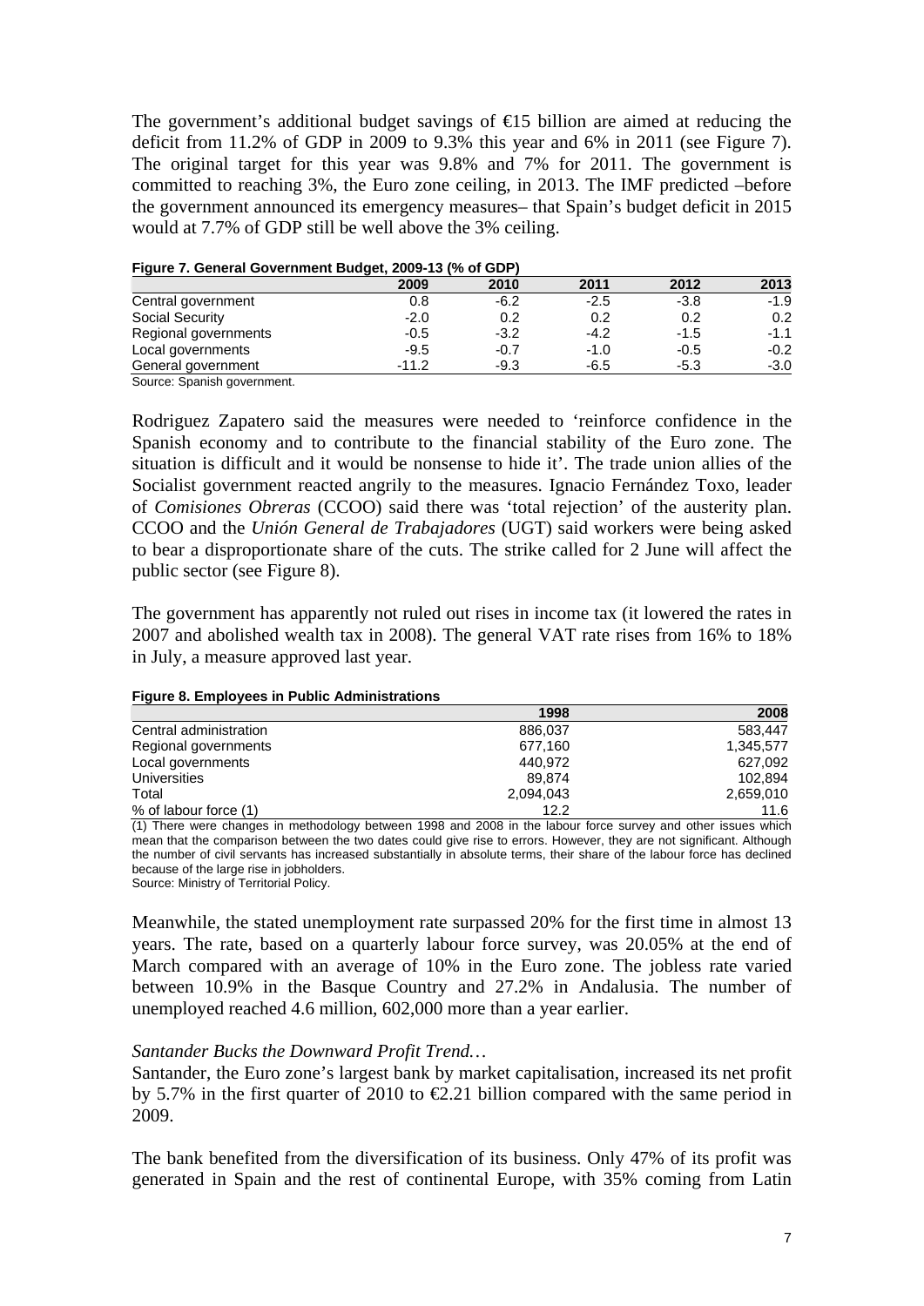The government's additional budget savings of €15 billion are aimed at reducing the deficit from 11.2% of GDP in 2009 to 9.3% this year and 6% in 2011 (see Figure 7). The original target for this year was 9.8% and 7% for 2011. The government is committed to reaching 3%, the Euro zone ceiling, in 2013. The IMF predicted –before the government announced its emergency measures– that Spain's budget deficit in 2015 would at 7.7% of GDP still be well above the 3% ceiling.

**Figure 7. General Government Budget, 2009-13 (% of GDP)**

| | 2009 | 2010 | 2011 | 2012 | 2013 |
|---|---|---|---|---|---|
| Central government | 0.8 | -6.2 | -2.5 | -3.8 | -1.9 |
| Social Security | -2.0 | 0.2 | 0.2 | 0.2 | 0.2 |
| Regional governments | -0.5 | -3.2 | -4.2 | -1.5 | -1.1 |
| Local governments | -9.5 | -0.7 | -1.0 | -0.5 | -0.2 |
| General government | -11.2 | -9.3 | -6.5 | -5.3 | -3.0 |

Source: Spanish government.

Rodriguez Zapatero said the measures were needed to 'reinforce confidence in the Spanish economy and to contribute to the financial stability of the Euro zone. The situation is difficult and it would be nonsense to hide it'. The trade union allies of the Socialist government reacted angrily to the measures. Ignacio Fernández Toxo, leader of *Comisiones Obreras* (CCOO) said there was 'total rejection' of the austerity plan. CCOO and the *Unión General de Trabajadores* (UGT) said workers were being asked to bear a disproportionate share of the cuts. The strike called for 2 June will affect the public sector (see Figure 8).

The government has apparently not ruled out rises in income tax (it lowered the rates in 2007 and abolished wealth tax in 2008). The general VAT rate rises from 16% to 18% in July, a measure approved last year.

**Figure 8. Employees in Public Administrations**

| | 1998 | 2008 |
|---|---|---|
| Central administration | 886,037 | 583,447 |
| Regional governments | 677,160 | 1,345,577 |
| Local governments | 440,972 | 627,092 |
| Universities | 89,874 | 102,894 |
| Total | 2,094,043 | 2,659,010 |
| % of labour force (1) | 12.2 | 11.6 |

(1) There were changes in methodology between 1998 and 2008 in the labour force survey and other issues which mean that the comparison between the two dates could give rise to errors. However, they are not significant. Although the number of civil servants has increased substantially in absolute terms, their share of the labour force has declined because of the large rise in jobholders.
Source: Ministry of Territorial Policy.

Meanwhile, the stated unemployment rate surpassed 20% for the first time in almost 13 years. The rate, based on a quarterly labour force survey, was 20.05% at the end of March compared with an average of 10% in the Euro zone. The jobless rate varied between 10.9% in the Basque Country and 27.2% in Andalusia. The number of unemployed reached 4.6 million, 602,000 more than a year earlier.

*Santander Bucks the Downward Profit Trend…*

Santander, the Euro zone's largest bank by market capitalisation, increased its net profit by 5.7% in the first quarter of 2010 to €2.21 billion compared with the same period in 2009.

The bank benefited from the diversification of its business. Only 47% of its profit was generated in Spain and the rest of continental Europe, with 35% coming from Latin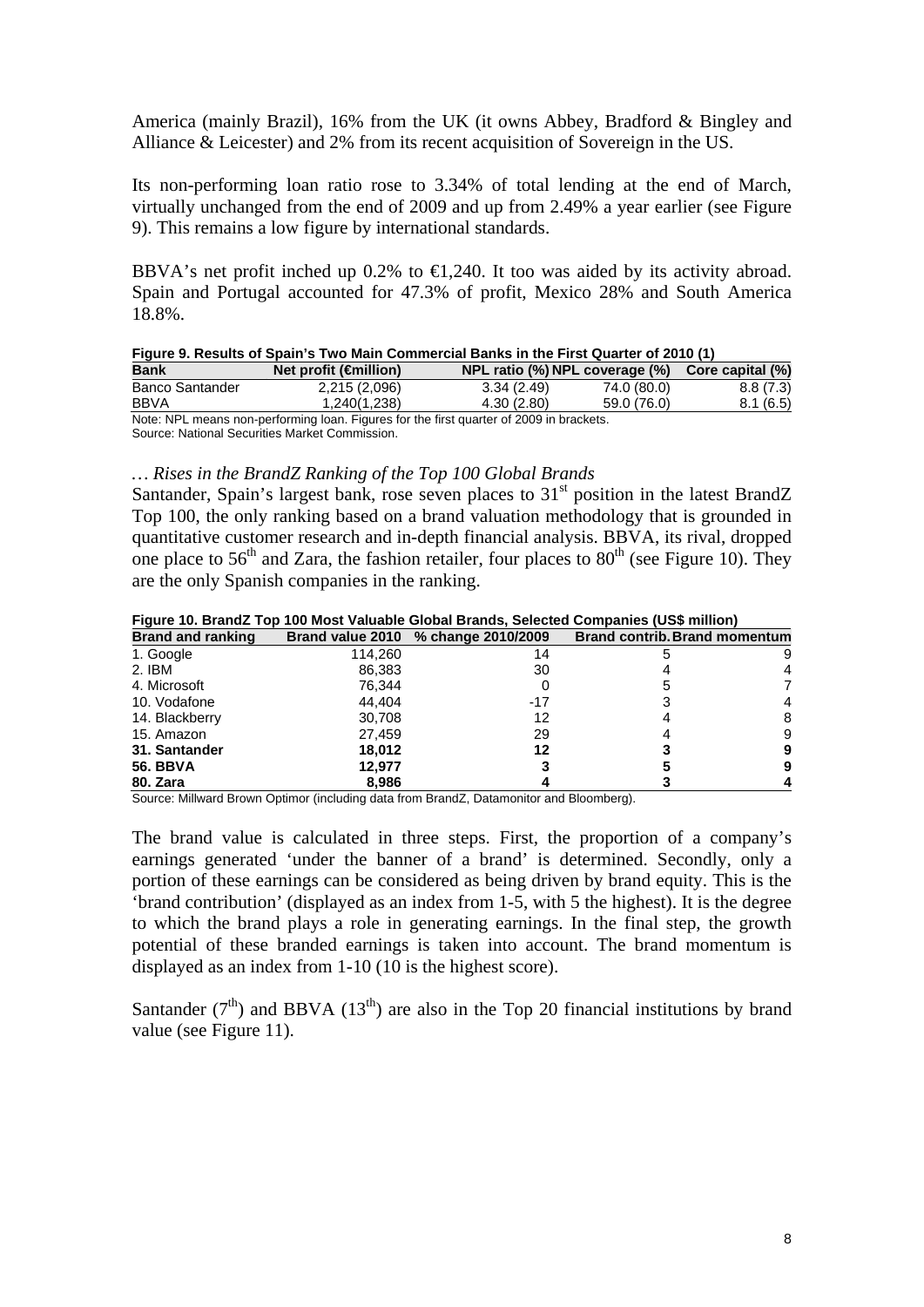America (mainly Brazil), 16% from the UK (it owns Abbey, Bradford & Bingley and Alliance & Leicester) and 2% from its recent acquisition of Sovereign in the US.

Its non-performing loan ratio rose to 3.34% of total lending at the end of March, virtually unchanged from the end of 2009 and up from 2.49% a year earlier (see Figure 9). This remains a low figure by international standards.

BBVA's net profit inched up 0.2% to €1,240. It too was aided by its activity abroad. Spain and Portugal accounted for 47.3% of profit, Mexico 28% and South America 18.8%.

**Figure 9. Results of Spain's Two Main Commercial Banks in the First Quarter of 2010 (1)**

| Bank | Net profit (€million) | NPL ratio (%) | NPL coverage (%) | Core capital (%) |
|---|---|---|---|---|
| Banco Santander | 2,215 (2,096) | 3.34 (2.49) | 74.0 (80.0) | 8.8 (7.3) |
| BBVA | 1,240(1,238) | 4.30 (2.80) | 59.0 (76.0) | 8.1 (6.5) |

Note: NPL means non-performing loan. Figures for the first quarter of 2009 in brackets.
Source: National Securities Market Commission.

*… Rises in the BrandZ Ranking of the Top 100 Global Brands*

Santander, Spain's largest bank, rose seven places to 31st position in the latest BrandZ Top 100, the only ranking based on a brand valuation methodology that is grounded in quantitative customer research and in-depth financial analysis. BBVA, its rival, dropped one place to 56th and Zara, the fashion retailer, four places to 80th (see Figure 10). They are the only Spanish companies in the ranking.

**Figure 10. BrandZ Top 100 Most Valuable Global Brands, Selected Companies (US$ million)**

| Brand and ranking | Brand value 2010 | % change 2010/2009 | Brand contrib. | Brand momentum |
|---|---|---|---|---|
| 1. Google | 114,260 | 14 | 5 | 9 |
| 2. IBM | 86,383 | 30 | 4 | 4 |
| 4. Microsoft | 76,344 | 0 | 5 | 7 |
| 10. Vodafone | 44,404 | -17 | 3 | 4 |
| 14. Blackberry | 30,708 | 12 | 4 | 8 |
| 15. Amazon | 27,459 | 29 | 4 | 9 |
| **31. Santander** | **18,012** | **12** | **3** | **9** |
| **56. BBVA** | **12,977** | **3** | **5** | **9** |
| **80. Zara** | **8,986** | **4** | **3** | **4** |

Source: Millward Brown Optimor (including data from BrandZ, Datamonitor and Bloomberg).

The brand value is calculated in three steps. First, the proportion of a company's earnings generated 'under the banner of a brand' is determined. Secondly, only a portion of these earnings can be considered as being driven by brand equity. This is the 'brand contribution' (displayed as an index from 1-5, with 5 the highest). It is the degree to which the brand plays a role in generating earnings. In the final step, the growth potential of these branded earnings is taken into account. The brand momentum is displayed as an index from 1-10 (10 is the highest score).

Santander (7th) and BBVA (13th) are also in the Top 20 financial institutions by brand value (see Figure 11).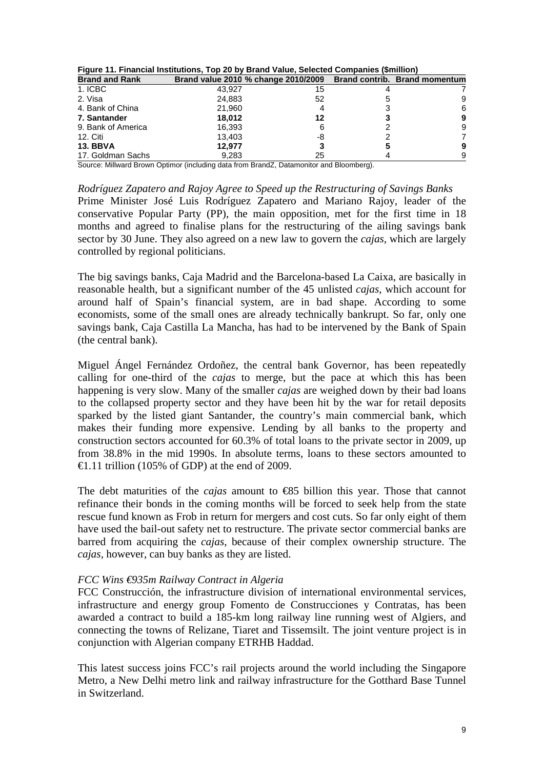**Figure 11. Financial Institutions, Top 20 by Brand Value, Selected Companies ($million)**

| Brand and Rank | Brand value 2010 | % change 2010/2009 | Brand contrib. | Brand momentum |
|---|---|---|---|---|
| 1. ICBC | 43,927 | 15 | 4 | 7 |
| 2. Visa | 24,883 | 52 | 5 | 9 |
| 4. Bank of China | 21,960 | 4 | 3 | 6 |
| **7. Santander** | **18,012** | **12** | **3** | **9** |
| 9. Bank of America | 16,393 | 6 | 2 | 9 |
| 12. Citi | 13,403 | -8 | 2 | 7 |
| **13. BBVA** | **12,977** | **3** | **5** | **9** |
| 17. Goldman Sachs | 9,283 | 25 | 4 | 9 |

Source: Millward Brown Optimor (including data from BrandZ, Datamonitor and Bloomberg).

*Rodríguez Zapatero and Rajoy Agree to Speed up the Restructuring of Savings Banks*

Prime Minister José Luis Rodríguez Zapatero and Mariano Rajoy, leader of the conservative Popular Party (PP), the main opposition, met for the first time in 18 months and agreed to finalise plans for the restructuring of the ailing savings bank sector by 30 June. They also agreed on a new law to govern the *cajas*, which are largely controlled by regional politicians.

The big savings banks, Caja Madrid and the Barcelona-based La Caixa, are basically in reasonable health, but a significant number of the 45 unlisted *cajas*, which account for around half of Spain's financial system, are in bad shape. According to some economists, some of the small ones are already technically bankrupt. So far, only one savings bank, Caja Castilla La Mancha, has had to be intervened by the Bank of Spain (the central bank).

Miguel Ángel Fernández Ordoñez, the central bank Governor, has been repeatedly calling for one-third of the *cajas* to merge, but the pace at which this has been happening is very slow. Many of the smaller *cajas* are weighed down by their bad loans to the collapsed property sector and they have been hit by the war for retail deposits sparked by the listed giant Santander, the country's main commercial bank, which makes their funding more expensive. Lending by all banks to the property and construction sectors accounted for 60.3% of total loans to the private sector in 2009, up from 38.8% in the mid 1990s. In absolute terms, loans to these sectors amounted to €1.11 trillion (105% of GDP) at the end of 2009.

The debt maturities of the *cajas* amount to €85 billion this year. Those that cannot refinance their bonds in the coming months will be forced to seek help from the state rescue fund known as Frob in return for mergers and cost cuts. So far only eight of them have used the bail-out safety net to restructure. The private sector commercial banks are barred from acquiring the *cajas*, because of their complex ownership structure. The *cajas*, however, can buy banks as they are listed.

*FCC Wins €935m Railway Contract in Algeria*

FCC Construcción, the infrastructure division of international environmental services, infrastructure and energy group Fomento de Construcciones y Contratas, has been awarded a contract to build a 185-km long railway line running west of Algiers, and connecting the towns of Relizane, Tiaret and Tissemsilt. The joint venture project is in conjunction with Algerian company ETRHB Haddad.

This latest success joins FCC's rail projects around the world including the Singapore Metro, a New Delhi metro link and railway infrastructure for the Gotthard Base Tunnel in Switzerland.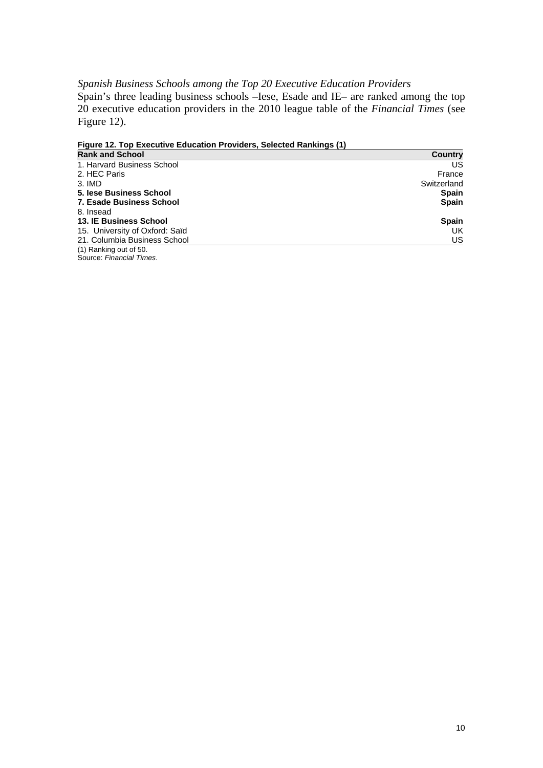*Spanish Business Schools among the Top 20 Executive Education Providers*

Spain's three leading business schools –Iese, Esade and IE– are ranked among the top 20 executive education providers in the 2010 league table of the *Financial Times* (see Figure 12).

**Figure 12. Top Executive Education Providers, Selected Rankings (1)**

| Rank and School | Country |
|---|---|
| 1. Harvard Business School | US |
| 2. HEC Paris | France |
| 3. IMD | Switzerland |
| **5. Iese Business School** | **Spain** |
| **7. Esade Business School** | **Spain** |
| 8. Insead | |
| **13. IE Business School** | **Spain** |
| 15. University of Oxford: Saïd | UK |
| 21. Columbia Business School | US |

(1) Ranking out of 50.
Source: *Financial Times*.